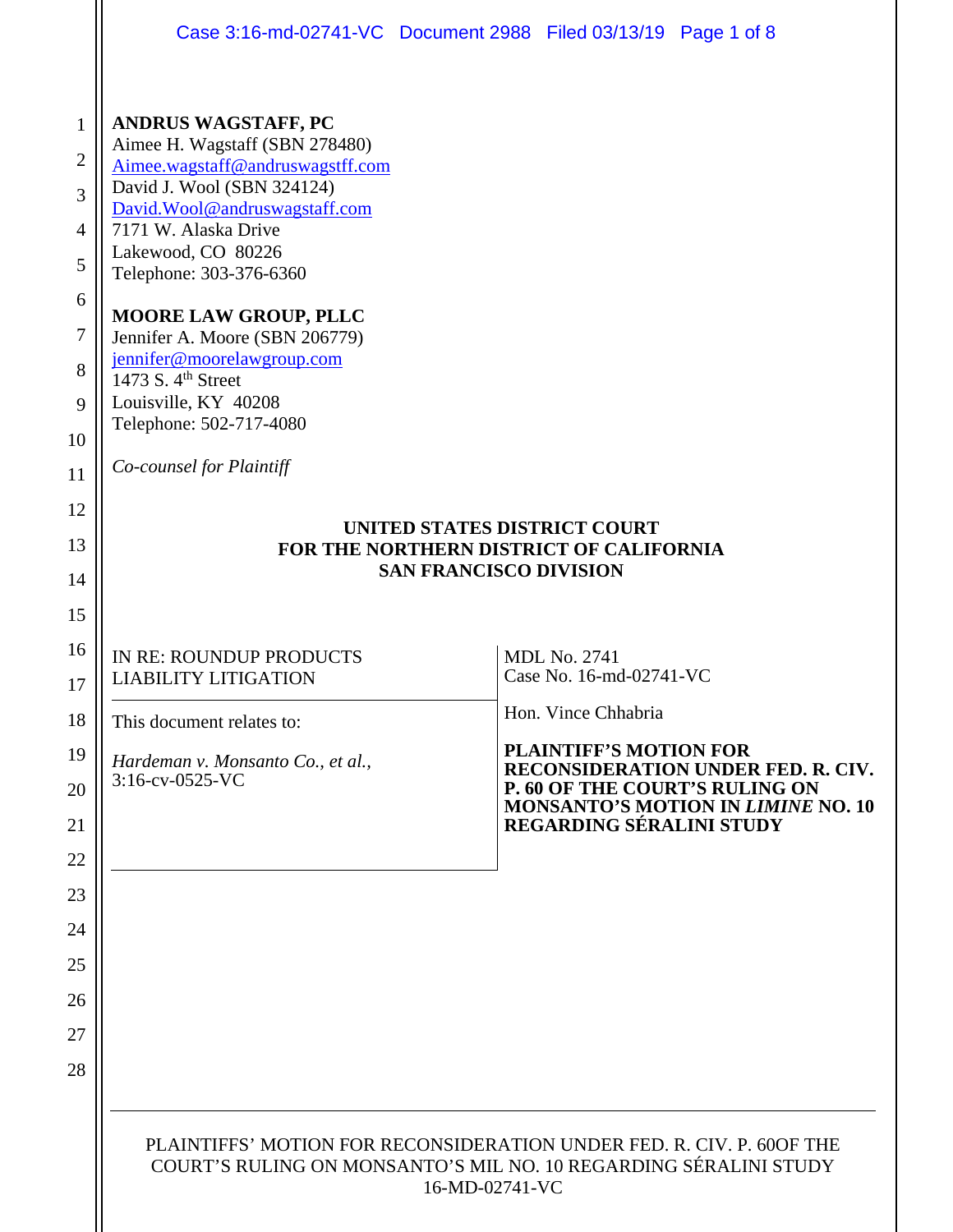**ANDRUS WAGSTAFF, PC**
Aimee H. Wagstaff (SBN 278480)
Aimee.wagstaff@andruswagstff.com
David J. Wool (SBN 324124)
David.Wool@andruswagstaff.com
7171 W. Alaska Drive
Lakewood, CO 80226
Telephone: 303-376-6360

**MOORE LAW GROUP, PLLC**
Jennifer A. Moore (SBN 206779)
jennifer@moorelawgroup.com
1473 S. 4th Street
Louisville, KY 40208
Telephone: 502-717-4080

*Co-counsel for Plaintiff*

**UNITED STATES DISTRICT COURT**
**FOR THE NORTHERN DISTRICT OF CALIFORNIA**
**SAN FRANCISCO DIVISION**

| | |
|---|---|
| IN RE: ROUNDUP PRODUCTS LIABILITY LITIGATION | MDL No. 2741<br>Case No. 16-md-02741-VC |
| This document relates to:<br><br>*Hardeman v. Monsanto Co., et al.*, 3:16-cv-0525-VC | Hon. Vince Chhabria<br><br>**PLAINTIFF'S MOTION FOR RECONSIDERATION UNDER FED. R. CIV. P. 60 OF THE COURT'S RULING ON MONSANTO'S MOTION IN *LIMINE* NO. 10 REGARDING SÉRALINI STUDY** |

PLAINTIFFS' MOTION FOR RECONSIDERATION UNDER FED. R. CIV. P. 60OF THE COURT'S RULING ON MONSANTO'S MIL NO. 10 REGARDING SÉRALINI STUDY
16-MD-02741-VC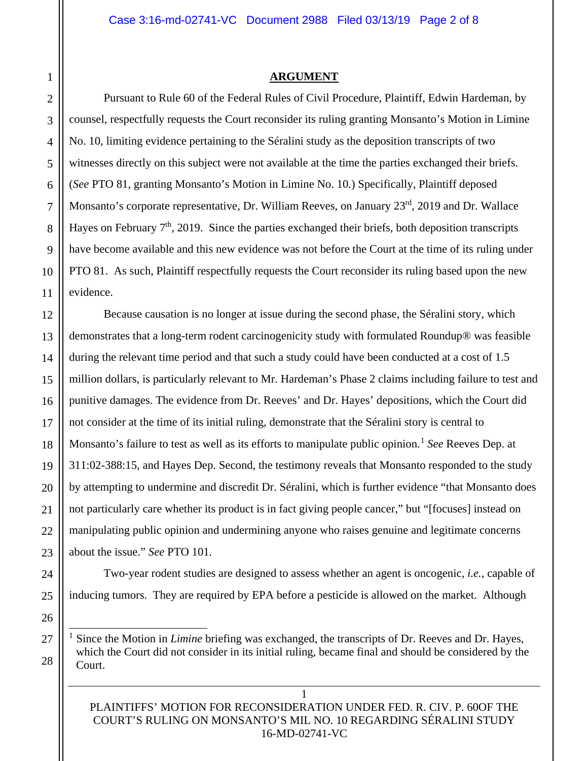## ARGUMENT

Pursuant to Rule 60 of the Federal Rules of Civil Procedure, Plaintiff, Edwin Hardeman, by counsel, respectfully requests the Court reconsider its ruling granting Monsanto's Motion in Limine No. 10, limiting evidence pertaining to the Séralini study as the deposition transcripts of two witnesses directly on this subject were not available at the time the parties exchanged their briefs. (*See* PTO 81, granting Monsanto's Motion in Limine No. 10.) Specifically, Plaintiff deposed Monsanto's corporate representative, Dr. William Reeves, on January 23rd, 2019 and Dr. Wallace Hayes on February 7th, 2019. Since the parties exchanged their briefs, both deposition transcripts have become available and this new evidence was not before the Court at the time of its ruling under PTO 81. As such, Plaintiff respectfully requests the Court reconsider its ruling based upon the new evidence.

Because causation is no longer at issue during the second phase, the Séralini story, which demonstrates that a long-term rodent carcinogenicity study with formulated Roundup® was feasible during the relevant time period and that such a study could have been conducted at a cost of 1.5 million dollars, is particularly relevant to Mr. Hardeman's Phase 2 claims including failure to test and punitive damages. The evidence from Dr. Reeves' and Dr. Hayes' depositions, which the Court did not consider at the time of its initial ruling, demonstrate that the Séralini story is central to Monsanto's failure to test as well as its efforts to manipulate public opinion.[1] *See* Reeves Dep. at 311:02-388:15, and Hayes Dep. Second, the testimony reveals that Monsanto responded to the study by attempting to undermine and discredit Dr. Séralini, which is further evidence "that Monsanto does not particularly care whether its product is in fact giving people cancer," but "[focuses] instead on manipulating public opinion and undermining anyone who raises genuine and legitimate concerns about the issue." *See* PTO 101.

Two-year rodent studies are designed to assess whether an agent is oncogenic, *i.e.*, capable of inducing tumors. They are required by EPA before a pesticide is allowed on the market. Although

[1] Since the Motion in *Limine* briefing was exchanged, the transcripts of Dr. Reeves and Dr. Hayes, which the Court did not consider in its initial ruling, became final and should be considered by the Court.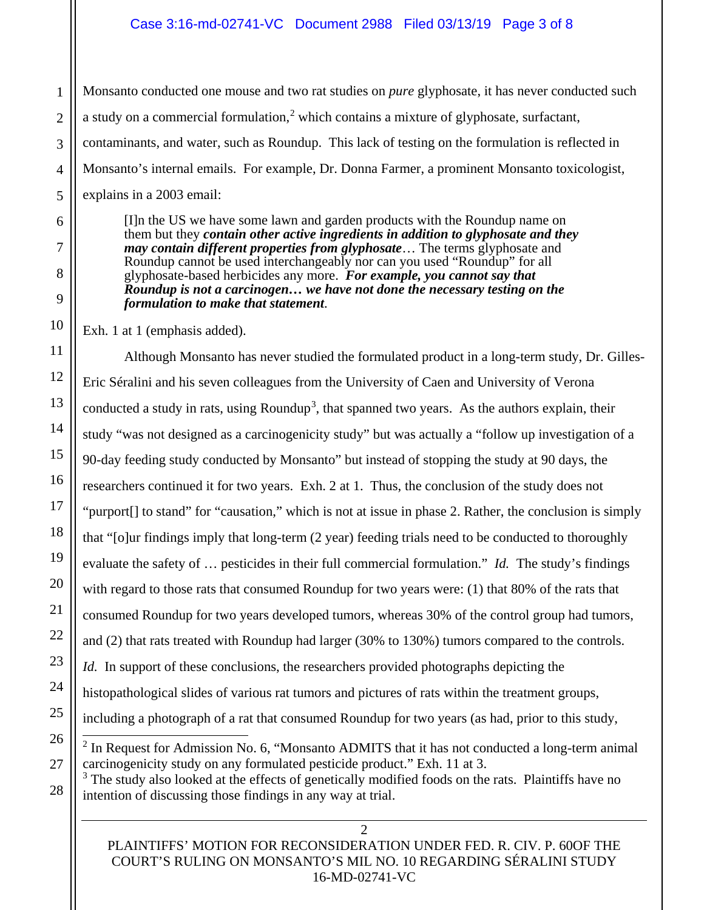Monsanto conducted one mouse and two rat studies on *pure* glyphosate, it has never conducted such a study on a commercial formulation,[2] which contains a mixture of glyphosate, surfactant, contaminants, and water, such as Roundup. This lack of testing on the formulation is reflected in Monsanto's internal emails. For example, Dr. Donna Farmer, a prominent Monsanto toxicologist, explains in a 2003 email:

> [I]n the US we have some lawn and garden products with the Roundup name on them but they ***contain other active ingredients in addition to glyphosate and they may contain different properties from glyphosate***… The terms glyphosate and Roundup cannot be used interchangeably nor can you used "Roundup" for all glyphosate-based herbicides any more. ***For example, you cannot say that Roundup is not a carcinogen… we have not done the necessary testing on the formulation to make that statement***.

Exh. 1 at 1 (emphasis added).

Although Monsanto has never studied the formulated product in a long-term study, Dr. Gilles-Eric Séralini and his seven colleagues from the University of Caen and University of Verona conducted a study in rats, using Roundup[3], that spanned two years. As the authors explain, their study "was not designed as a carcinogenicity study" but was actually a "follow up investigation of a 90-day feeding study conducted by Monsanto" but instead of stopping the study at 90 days, the researchers continued it for two years. Exh. 2 at 1. Thus, the conclusion of the study does not "purport[] to stand" for "causation," which is not at issue in phase 2. Rather, the conclusion is simply that "[o]ur findings imply that long-term (2 year) feeding trials need to be conducted to thoroughly evaluate the safety of … pesticides in their full commercial formulation." *Id.* The study's findings with regard to those rats that consumed Roundup for two years were: (1) that 80% of the rats that consumed Roundup for two years developed tumors, whereas 30% of the control group had tumors, and (2) that rats treated with Roundup had larger (30% to 130%) tumors compared to the controls. *Id.* In support of these conclusions, the researchers provided photographs depicting the histopathological slides of various rat tumors and pictures of rats within the treatment groups, including a photograph of a rat that consumed Roundup for two years (as had, prior to this study,

---

[2] In Request for Admission No. 6, "Monsanto ADMITS that it has not conducted a long-term animal carcinogenicity study on any formulated pesticide product." Exh. 11 at 3.

[3] The study also looked at the effects of genetically modified foods on the rats. Plaintiffs have no intention of discussing those findings in any way at trial.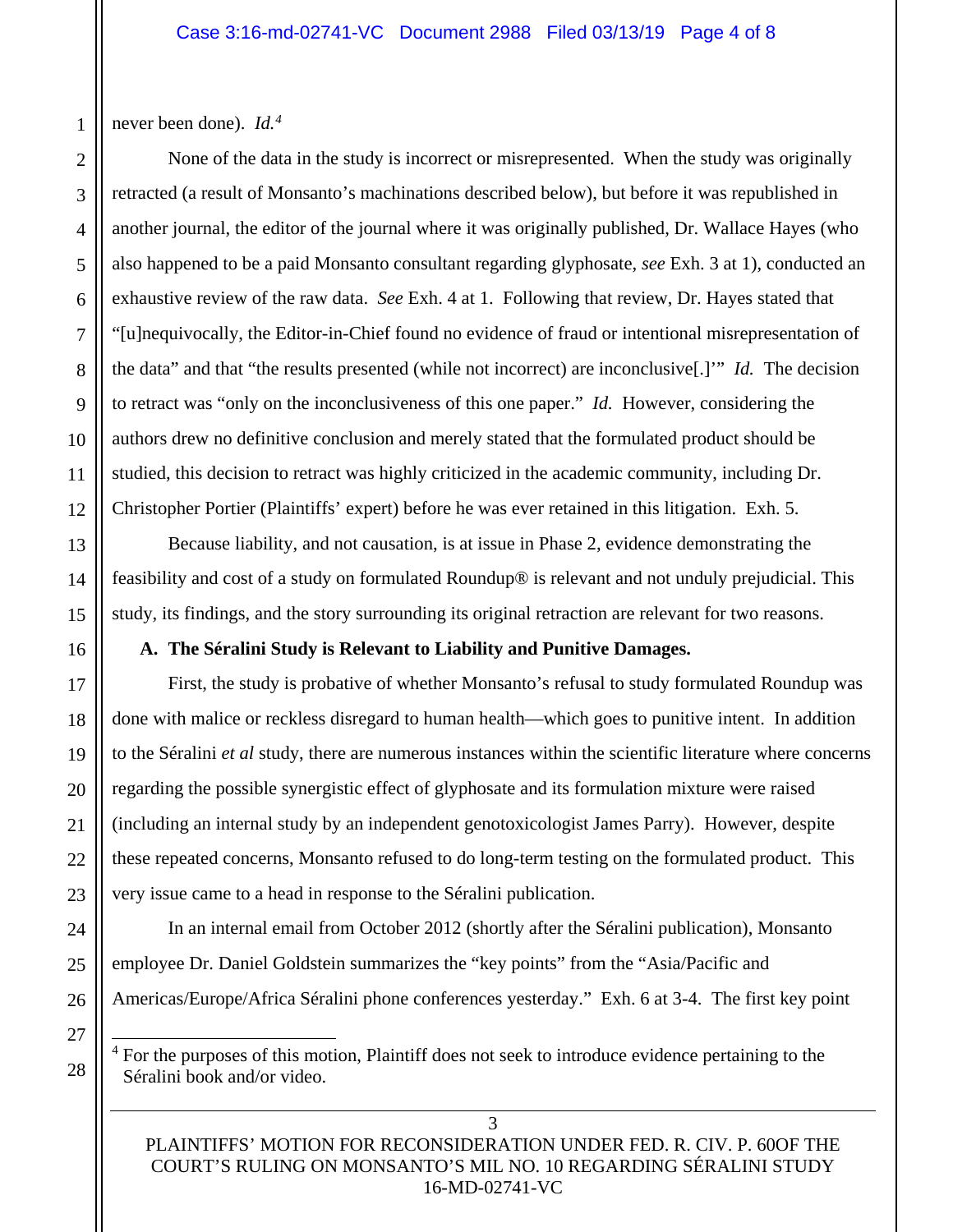never been done). *Id.*[4]

None of the data in the study is incorrect or misrepresented. When the study was originally retracted (a result of Monsanto's machinations described below), but before it was republished in another journal, the editor of the journal where it was originally published, Dr. Wallace Hayes (who also happened to be a paid Monsanto consultant regarding glyphosate, *see* Exh. 3 at 1), conducted an exhaustive review of the raw data. *See* Exh. 4 at 1. Following that review, Dr. Hayes stated that "[u]nequivocally, the Editor-in-Chief found no evidence of fraud or intentional misrepresentation of the data" and that "the results presented (while not incorrect) are inconclusive[.]'" *Id.* The decision to retract was "only on the inconclusiveness of this one paper." *Id.* However, considering the authors drew no definitive conclusion and merely stated that the formulated product should be studied, this decision to retract was highly criticized in the academic community, including Dr. Christopher Portier (Plaintiffs' expert) before he was ever retained in this litigation. Exh. 5.

Because liability, and not causation, is at issue in Phase 2, evidence demonstrating the feasibility and cost of a study on formulated Roundup® is relevant and not unduly prejudicial. This study, its findings, and the story surrounding its original retraction are relevant for two reasons.

### A. The Séralini Study is Relevant to Liability and Punitive Damages.

First, the study is probative of whether Monsanto's refusal to study formulated Roundup was done with malice or reckless disregard to human health—which goes to punitive intent. In addition to the Séralini *et al* study, there are numerous instances within the scientific literature where concerns regarding the possible synergistic effect of glyphosate and its formulation mixture were raised (including an internal study by an independent genotoxicologist James Parry). However, despite these repeated concerns, Monsanto refused to do long-term testing on the formulated product. This very issue came to a head in response to the Séralini publication.

In an internal email from October 2012 (shortly after the Séralini publication), Monsanto employee Dr. Daniel Goldstein summarizes the "key points" from the "Asia/Pacific and Americas/Europe/Africa Séralini phone conferences yesterday." Exh. 6 at 3-4. The first key point

---

[4] For the purposes of this motion, Plaintiff does not seek to introduce evidence pertaining to the Séralini book and/or video.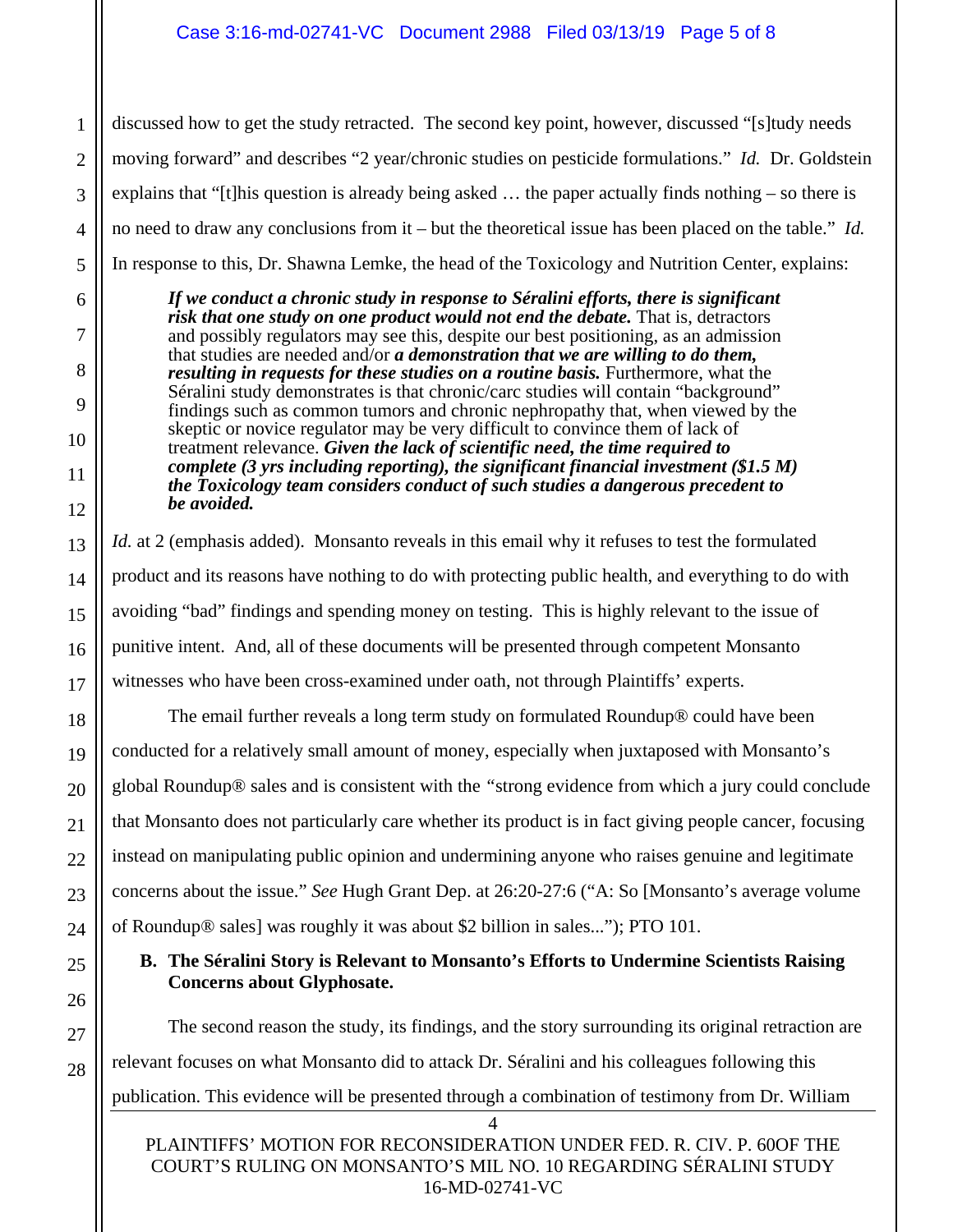discussed how to get the study retracted. The second key point, however, discussed "[s]tudy needs moving forward" and describes "2 year/chronic studies on pesticide formulations." *Id.* Dr. Goldstein explains that "[t]his question is already being asked … the paper actually finds nothing – so there is no need to draw any conclusions from it – but the theoretical issue has been placed on the table." *Id.* In response to this, Dr. Shawna Lemke, the head of the Toxicology and Nutrition Center, explains:

> ***If we conduct a chronic study in response to Séralini efforts, there is significant risk that one study on one product would not end the debate.*** That is, detractors and possibly regulators may see this, despite our best positioning, as an admission that studies are needed and/or ***a demonstration that we are willing to do them, resulting in requests for these studies on a routine basis.*** Furthermore, what the Séralini study demonstrates is that chronic/carc studies will contain "background" findings such as common tumors and chronic nephropathy that, when viewed by the skeptic or novice regulator may be very difficult to convince them of lack of treatment relevance. ***Given the lack of scientific need, the time required to complete (3 yrs including reporting), the significant financial investment ($1.5 M) the Toxicology team considers conduct of such studies a dangerous precedent to be avoided.***

*Id.* at 2 (emphasis added). Monsanto reveals in this email why it refuses to test the formulated product and its reasons have nothing to do with protecting public health, and everything to do with avoiding "bad" findings and spending money on testing. This is highly relevant to the issue of punitive intent. And, all of these documents will be presented through competent Monsanto witnesses who have been cross-examined under oath, not through Plaintiffs' experts.

The email further reveals a long term study on formulated Roundup® could have been conducted for a relatively small amount of money, especially when juxtaposed with Monsanto's global Roundup® sales and is consistent with the "strong evidence from which a jury could conclude that Monsanto does not particularly care whether its product is in fact giving people cancer, focusing instead on manipulating public opinion and undermining anyone who raises genuine and legitimate concerns about the issue." *See* Hugh Grant Dep. at 26:20-27:6 ("A: So [Monsanto's average volume of Roundup® sales] was roughly it was about $2 billion in sales..."); PTO 101.

**B. The Séralini Story is Relevant to Monsanto's Efforts to Undermine Scientists Raising Concerns about Glyphosate.**

The second reason the study, its findings, and the story surrounding its original retraction are relevant focuses on what Monsanto did to attack Dr. Séralini and his colleagues following this publication. This evidence will be presented through a combination of testimony from Dr. William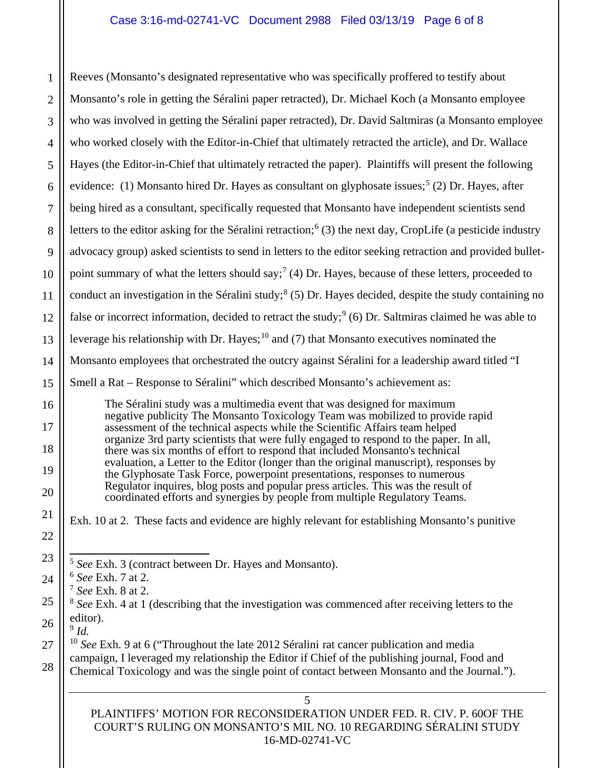Reeves (Monsanto's designated representative who was specifically proffered to testify about Monsanto's role in getting the Séralini paper retracted), Dr. Michael Koch (a Monsanto employee who was involved in getting the Séralini paper retracted), Dr. David Saltmiras (a Monsanto employee who worked closely with the Editor-in-Chief that ultimately retracted the article), and Dr. Wallace Hayes (the Editor-in-Chief that ultimately retracted the paper). Plaintiffs will present the following evidence: (1) Monsanto hired Dr. Hayes as consultant on glyphosate issues;[5] (2) Dr. Hayes, after being hired as a consultant, specifically requested that Monsanto have independent scientists send letters to the editor asking for the Séralini retraction;[6] (3) the next day, CropLife (a pesticide industry advocacy group) asked scientists to send in letters to the editor seeking retraction and provided bullet-point summary of what the letters should say;[7] (4) Dr. Hayes, because of these letters, proceeded to conduct an investigation in the Séralini study;[8] (5) Dr. Hayes decided, despite the study containing no false or incorrect information, decided to retract the study;[9] (6) Dr. Saltmiras claimed he was able to leverage his relationship with Dr. Hayes;[10] and (7) that Monsanto executives nominated the Monsanto employees that orchestrated the outcry against Séralini for a leadership award titled "I Smell a Rat – Response to Séralini" which described Monsanto's achievement as:

> The Séralini study was a multimedia event that was designed for maximum negative publicity The Monsanto Toxicology Team was mobilized to provide rapid assessment of the technical aspects while the Scientific Affairs team helped organize 3rd party scientists that were fully engaged to respond to the paper. In all, there was six months of effort to respond that included Monsanto's technical evaluation, a Letter to the Editor (longer than the original manuscript), responses by the Glyphosate Task Force, powerpoint presentations, responses to numerous Regulator inquires, blog posts and popular press articles. This was the result of coordinated efforts and synergies by people from multiple Regulatory Teams.

Exh. 10 at 2. These facts and evidence are highly relevant for establishing Monsanto's punitive

---

[5] *See* Exh. 3 (contract between Dr. Hayes and Monsanto).

[6] *See* Exh. 7 at 2.

[7] *See* Exh. 8 at 2.

[8] *See* Exh. 4 at 1 (describing that the investigation was commenced after receiving letters to the editor).

[9] *Id.*

[10] *See* Exh. 9 at 6 ("Throughout the late 2012 Séralini rat cancer publication and media campaign, I leveraged my relationship the Editor if Chief of the publishing journal, Food and Chemical Toxicology and was the single point of contact between Monsanto and the Journal.").

PLAINTIFFS' MOTION FOR RECONSIDERATION UNDER FED. R. CIV. P. 60OF THE COURT'S RULING ON MONSANTO'S MIL NO. 10 REGARDING SÉRALINI STUDY
16-MD-02741-VC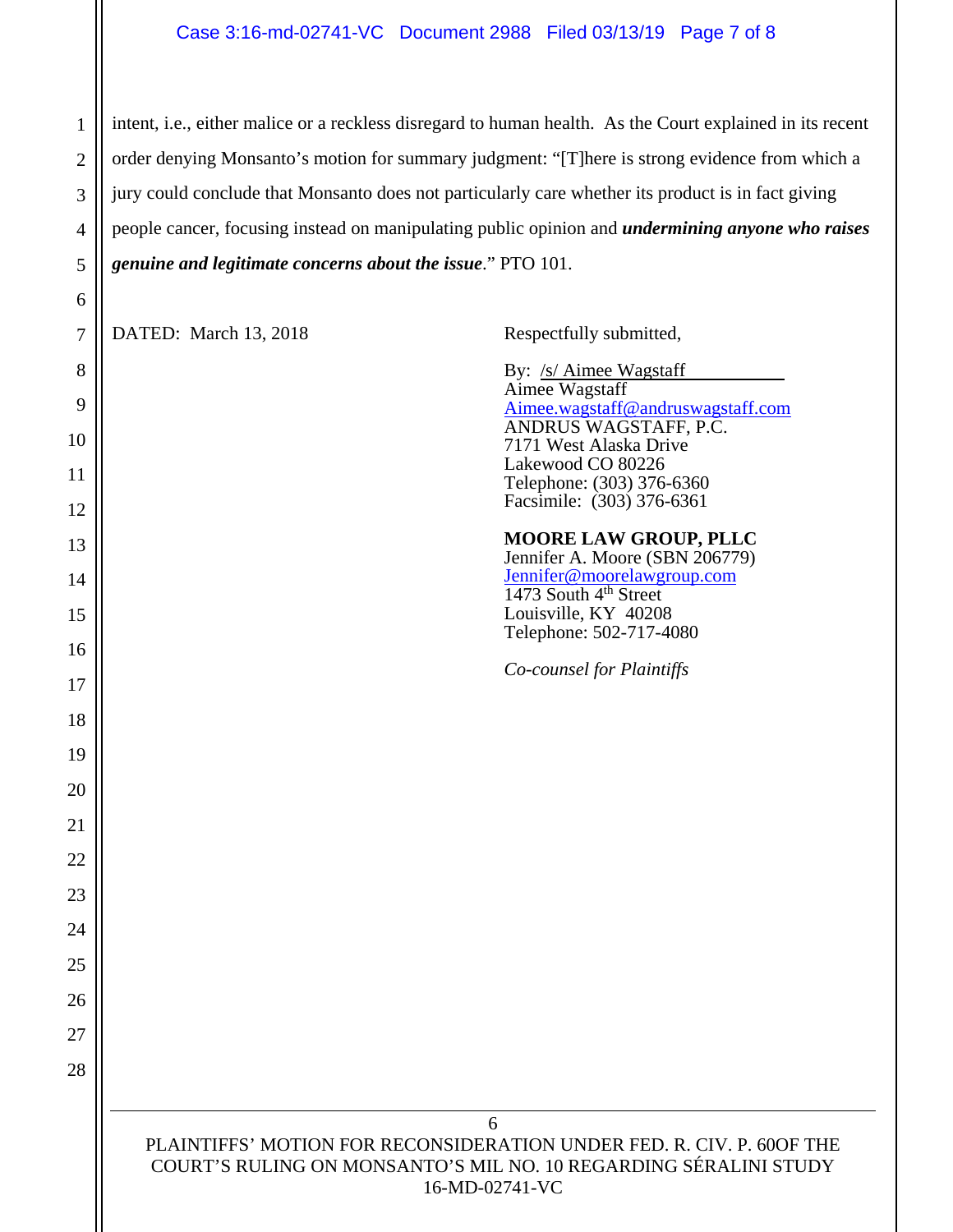intent, i.e., either malice or a reckless disregard to human health. As the Court explained in its recent order denying Monsanto's motion for summary judgment: "[T]here is strong evidence from which a jury could conclude that Monsanto does not particularly care whether its product is in fact giving people cancer, focusing instead on manipulating public opinion and ***undermining anyone who raises genuine and legitimate concerns about the issue***." PTO 101.

DATED: March 13, 2018

Respectfully submitted,

By: /s/ Aimee Wagstaff
Aimee Wagstaff
Aimee.wagstaff@andruswagstaff.com
ANDRUS WAGSTAFF, P.C.
7171 West Alaska Drive
Lakewood CO 80226
Telephone: (303) 376-6360
Facsimile: (303) 376-6361

**MOORE LAW GROUP, PLLC**
Jennifer A. Moore (SBN 206779)
Jennifer@moorelawgroup.com
1473 South 4th Street
Louisville, KY 40208
Telephone: 502-717-4080

*Co-counsel for Plaintiffs*

PLAINTIFFS' MOTION FOR RECONSIDERATION UNDER FED. R. CIV. P. 60OF THE COURT'S RULING ON MONSANTO'S MIL NO. 10 REGARDING SÉRALINI STUDY
16-MD-02741-VC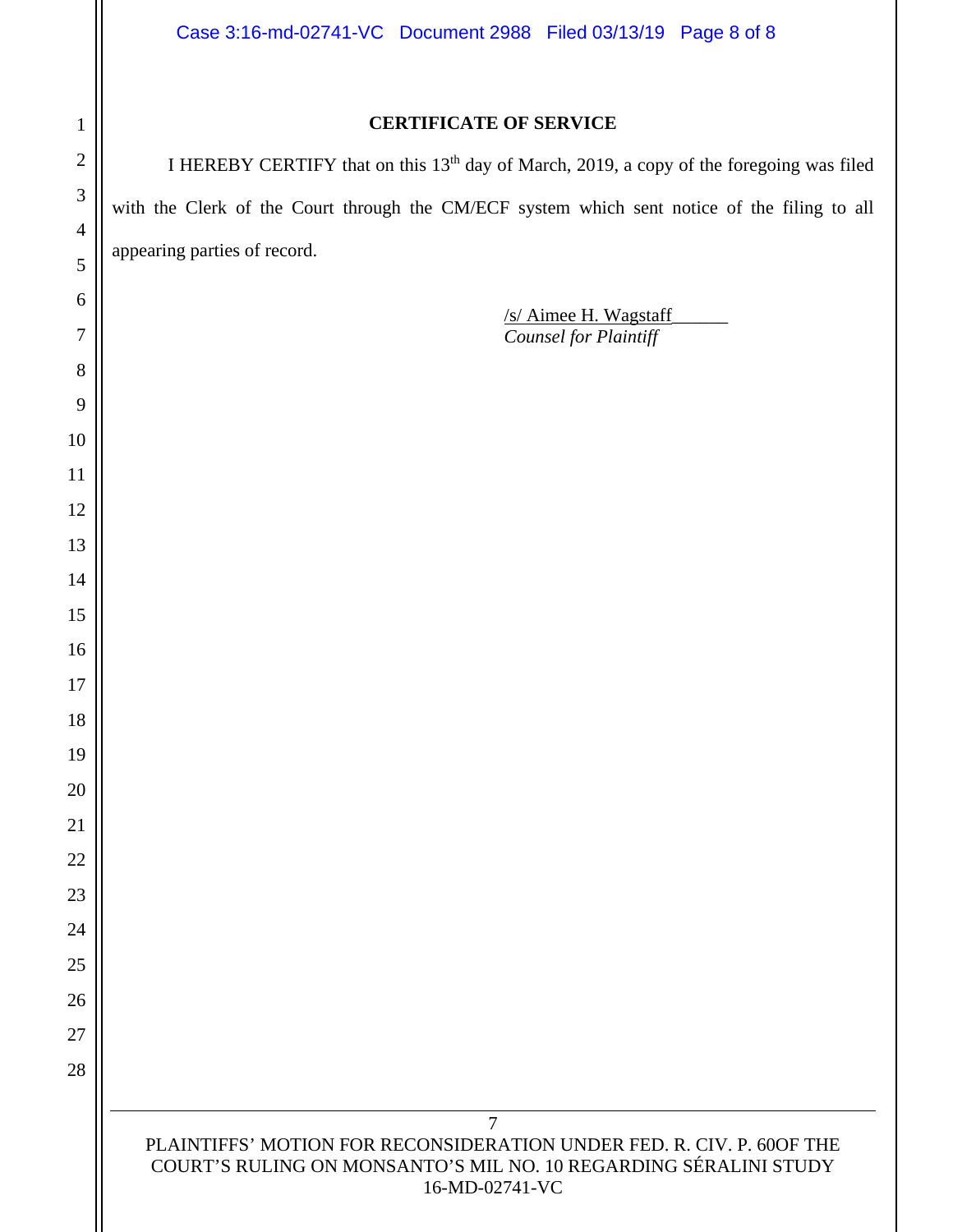**CERTIFICATE OF SERVICE**

I HEREBY CERTIFY that on this 13th day of March, 2019, a copy of the foregoing was filed with the Clerk of the Court through the CM/ECF system which sent notice of the filing to all appearing parties of record.

/s/ Aimee H. Wagstaff
*Counsel for Plaintiff*